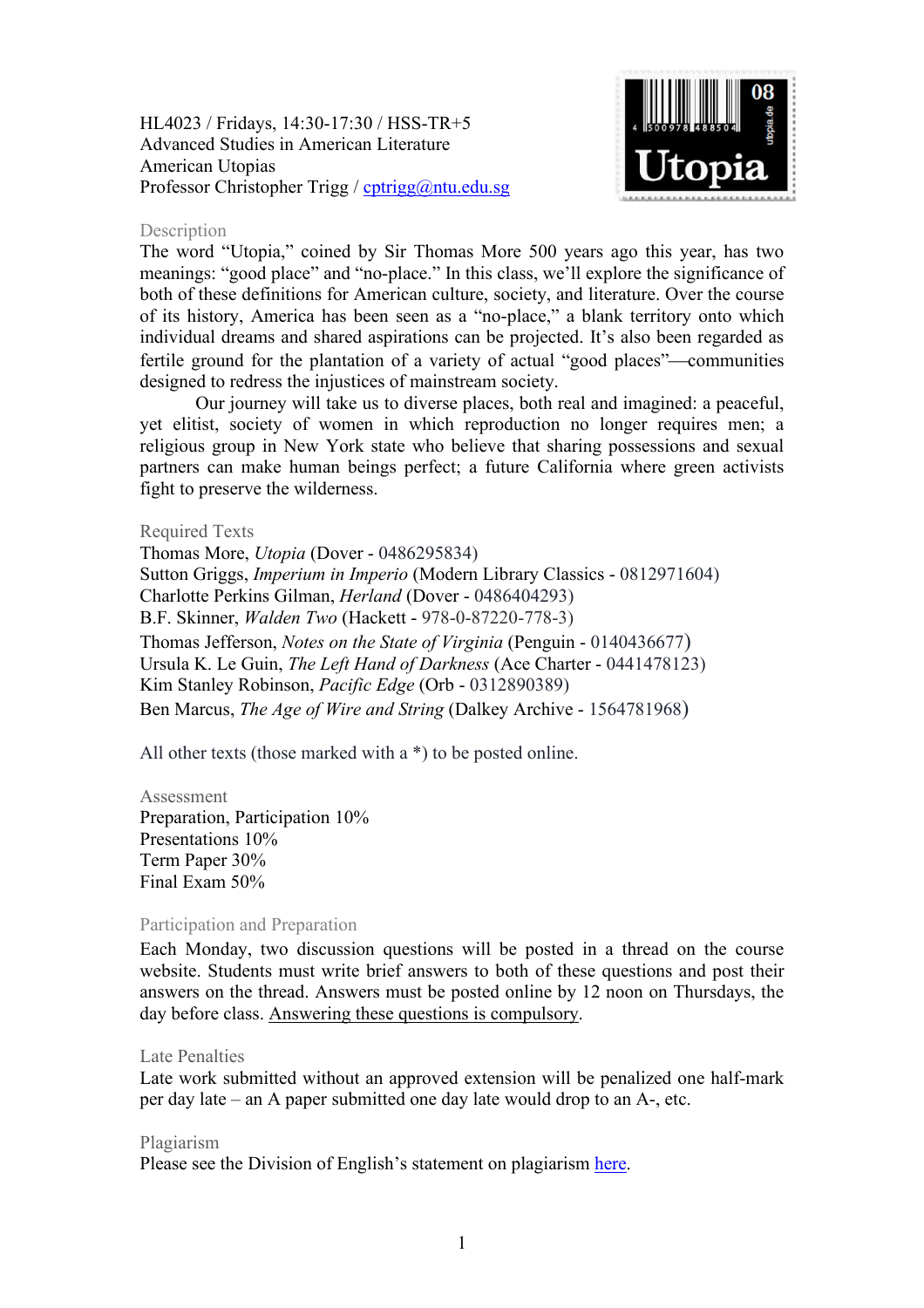HL4023 / Fridays, 14:30-17:30 / HSS-TR+5
Advanced Studies in American Literature
American Utopias
Professor Christopher Trigg / cptrigg@ntu.edu.sg

## Description

The word "Utopia," coined by Sir Thomas More 500 years ago this year, has two meanings: "good place" and "no-place." In this class, we'll explore the significance of both of these definitions for American culture, society, and literature. Over the course of its history, America has been seen as a "no-place," a blank territory onto which individual dreams and shared aspirations can be projected. It's also been regarded as fertile ground for the plantation of a variety of actual "good places"—communities designed to redress the injustices of mainstream society.

Our journey will take us to diverse places, both real and imagined: a peaceful, yet elitist, society of women in which reproduction no longer requires men; a religious group in New York state who believe that sharing possessions and sexual partners can make human beings perfect; a future California where green activists fight to preserve the wilderness.

## Required Texts

Thomas More, *Utopia* (Dover - 0486295834)
Sutton Griggs, *Imperium in Imperio* (Modern Library Classics - 0812971604)
Charlotte Perkins Gilman, *Herland* (Dover - 0486404293)
B.F. Skinner, *Walden Two* (Hackett - 978-0-87220-778-3)
Thomas Jefferson, *Notes on the State of Virginia* (Penguin - 0140436677)
Ursula K. Le Guin, *The Left Hand of Darkness* (Ace Charter - 0441478123)
Kim Stanley Robinson, *Pacific Edge* (Orb - 0312890389)
Ben Marcus, *The Age of Wire and String* (Dalkey Archive - 1564781968)

All other texts (those marked with a *) to be posted online.

## Assessment

Preparation, Participation 10%
Presentations 10%
Term Paper 30%
Final Exam 50%

## Participation and Preparation

Each Monday, two discussion questions will be posted in a thread on the course website. Students must write brief answers to both of these questions and post their answers on the thread. Answers must be posted online by 12 noon on Thursdays, the day before class. Answering these questions is compulsory.

## Late Penalties

Late work submitted without an approved extension will be penalized one half-mark per day late – an A paper submitted one day late would drop to an A-, etc.

## Plagiarism

Please see the Division of English's statement on plagiarism here.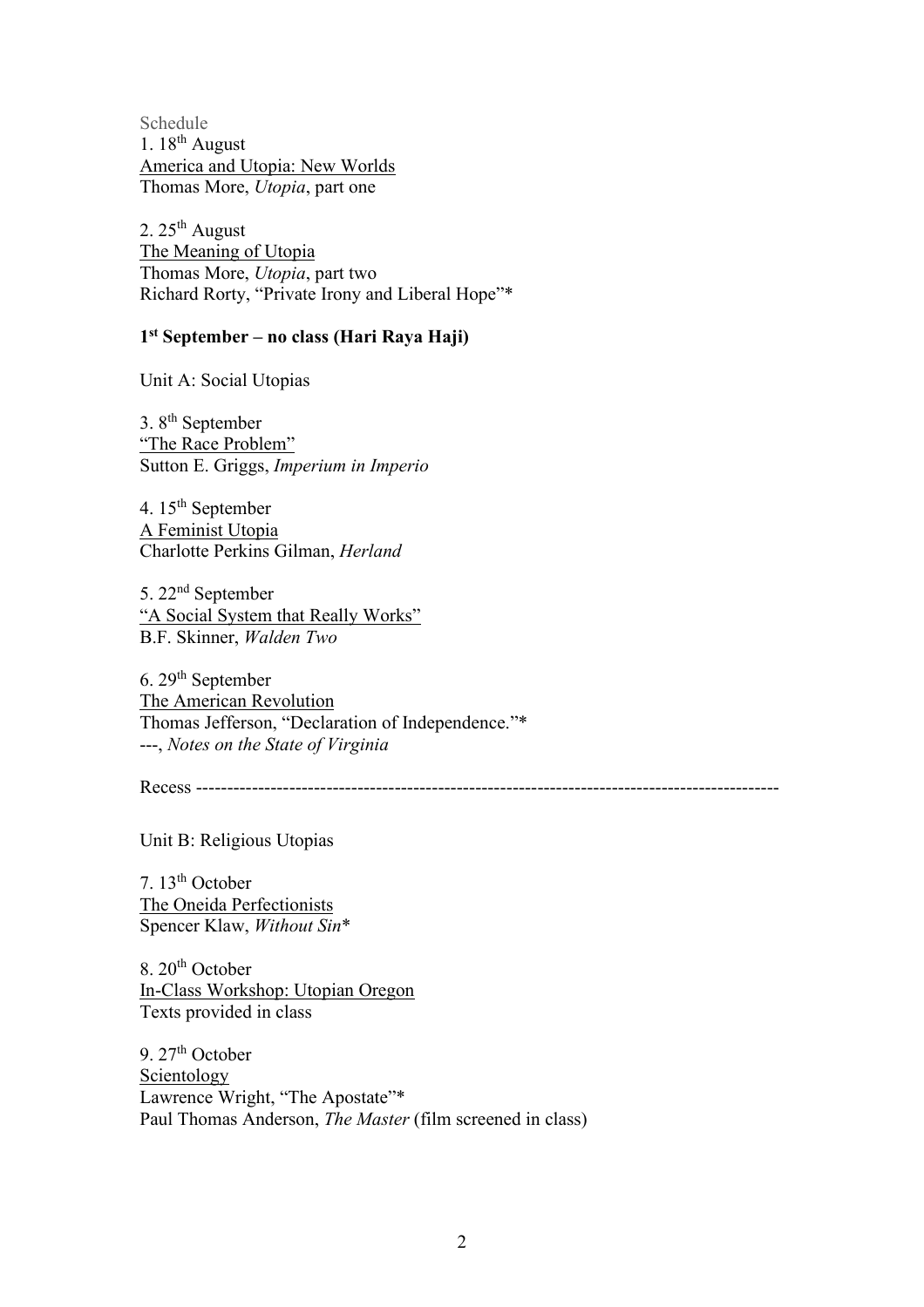Schedule

1. 18th August
<u>America and Utopia: New Worlds</u>
Thomas More, *Utopia*, part one

2. 25th August
<u>The Meaning of Utopia</u>
Thomas More, *Utopia*, part two
Richard Rorty, "Private Irony and Liberal Hope"*

**1st September – no class (Hari Raya Haji)**

Unit A: Social Utopias

3. 8th September
<u>"The Race Problem"</u>
Sutton E. Griggs, *Imperium in Imperio*

4. 15th September
<u>A Feminist Utopia</u>
Charlotte Perkins Gilman, *Herland*

5. 22nd September
<u>"A Social System that Really Works"</u>
B.F. Skinner, *Walden Two*

6. 29th September
<u>The American Revolution</u>
Thomas Jefferson, "Declaration of Independence."*
---, *Notes on the State of Virginia*

Recess ---------------------------------------------------------------------------------------------

Unit B: Religious Utopias

7. 13th October
<u>The Oneida Perfectionists</u>
Spencer Klaw, *Without Sin**

8. 20th October
<u>In-Class Workshop: Utopian Oregon</u>
Texts provided in class

9. 27th October
<u>Scientology</u>
Lawrence Wright, "The Apostate"*
Paul Thomas Anderson, *The Master* (film screened in class)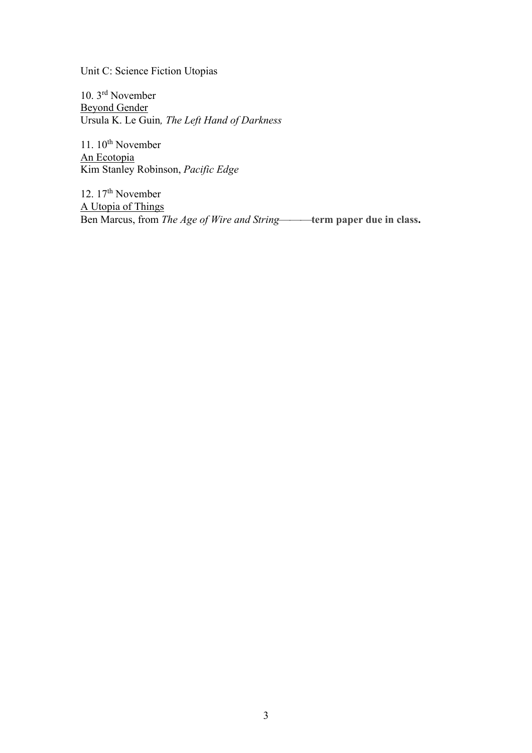Unit C: Science Fiction Utopias

10. 3rd November
<u>Beyond Gender</u>
Ursula K. Le Guin, *The Left Hand of Darkness*

11. 10th November
<u>An Ecotopia</u>
Kim Stanley Robinson, *Pacific Edge*

12. 17th November
<u>A Utopia of Things</u>
Ben Marcus, from *The Age of Wire and String*———**term paper due in class.**